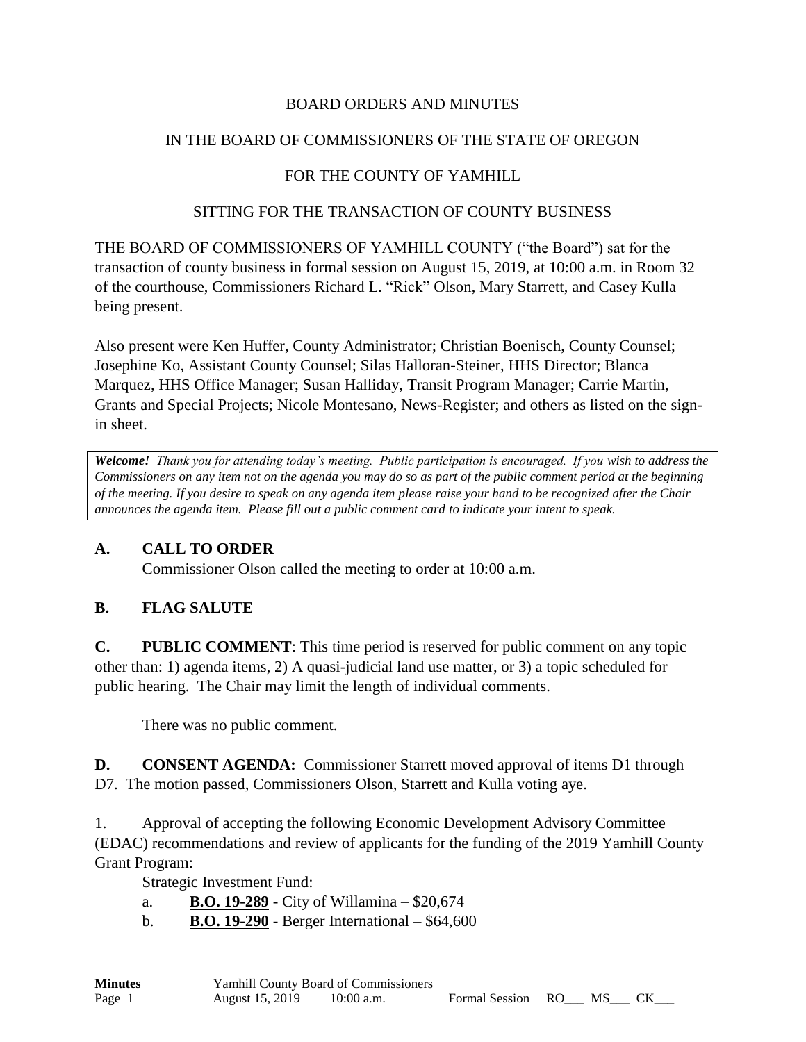BOARD ORDERS AND MINUTES

IN THE BOARD OF COMMISSIONERS OF THE STATE OF OREGON

FOR THE COUNTY OF YAMHILL

SITTING FOR THE TRANSACTION OF COUNTY BUSINESS

THE BOARD OF COMMISSIONERS OF YAMHILL COUNTY ("the Board") sat for the transaction of county business in formal session on August 15, 2019, at 10:00 a.m. in Room 32 of the courthouse, Commissioners Richard L. "Rick" Olson, Mary Starrett, and Casey Kulla being present.

Also present were Ken Huffer, County Administrator; Christian Boenisch, County Counsel; Josephine Ko, Assistant County Counsel; Silas Halloran-Steiner, HHS Director; Blanca Marquez, HHS Office Manager; Susan Halliday, Transit Program Manager; Carrie Martin, Grants and Special Projects; Nicole Montesano, News-Register; and others as listed on the sign-in sheet.

> ***Welcome!*** *Thank you for attending today's meeting. Public participation is encouraged. If you wish to address the Commissioners on any item not on the agenda you may do so as part of the public comment period at the beginning of the meeting. If you desire to speak on any agenda item please raise your hand to be recognized after the Chair announces the agenda item. Please fill out a public comment card to indicate your intent to speak.*

## A. CALL TO ORDER

Commissioner Olson called the meeting to order at 10:00 a.m.

## B. FLAG SALUTE

**C. PUBLIC COMMENT**: This time period is reserved for public comment on any topic other than: 1) agenda items, 2) A quasi-judicial land use matter, or 3) a topic scheduled for public hearing. The Chair may limit the length of individual comments.

There was no public comment.

**D. CONSENT AGENDA:** Commissioner Starrett moved approval of items D1 through D7. The motion passed, Commissioners Olson, Starrett and Kulla voting aye.

1. Approval of accepting the following Economic Development Advisory Committee (EDAC) recommendations and review of applicants for the funding of the 2019 Yamhill County Grant Program:

Strategic Investment Fund:

a. **B.O. 19-289** - City of Willamina – $20,674

b. **B.O. 19-290** - Berger International – $64,600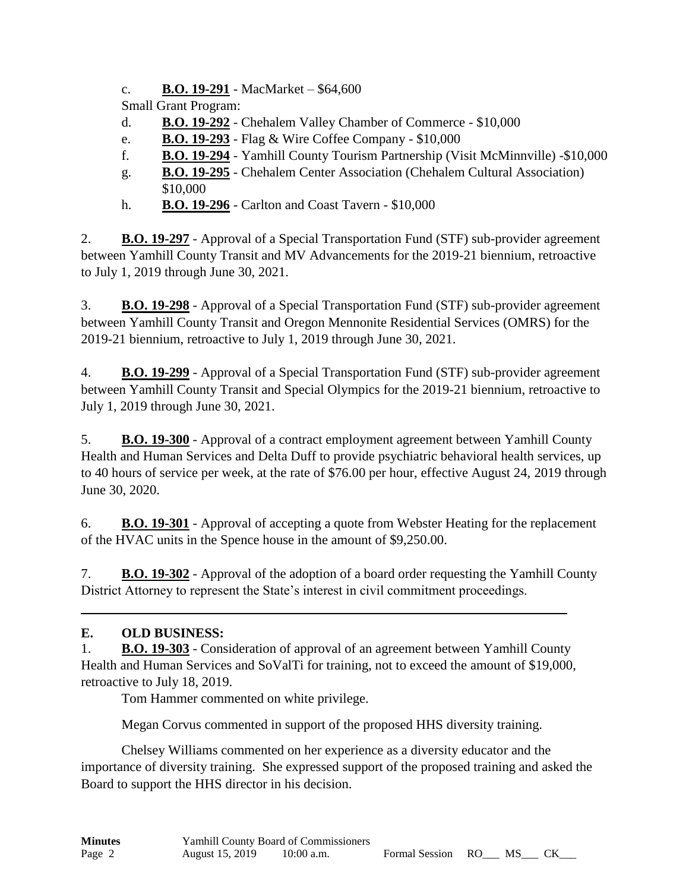c. **B.O. 19-291** - MacMarket – $64,600

Small Grant Program:

d. **B.O. 19-292** - Chehalem Valley Chamber of Commerce - $10,000

e. **B.O. 19-293** - Flag & Wire Coffee Company - $10,000

f. **B.O. 19-294** - Yamhill County Tourism Partnership (Visit McMinnville) -$10,000

g. **B.O. 19-295** - Chehalem Center Association (Chehalem Cultural Association) $10,000

h. **B.O. 19-296** - Carlton and Coast Tavern - $10,000

2. **B.O. 19-297** - Approval of a Special Transportation Fund (STF) sub-provider agreement between Yamhill County Transit and MV Advancements for the 2019-21 biennium, retroactive to July 1, 2019 through June 30, 2021.

3. **B.O. 19-298** - Approval of a Special Transportation Fund (STF) sub-provider agreement between Yamhill County Transit and Oregon Mennonite Residential Services (OMRS) for the 2019-21 biennium, retroactive to July 1, 2019 through June 30, 2021.

4. **B.O. 19-299** - Approval of a Special Transportation Fund (STF) sub-provider agreement between Yamhill County Transit and Special Olympics for the 2019-21 biennium, retroactive to July 1, 2019 through June 30, 2021.

5. **B.O. 19-300** - Approval of a contract employment agreement between Yamhill County Health and Human Services and Delta Duff to provide psychiatric behavioral health services, up to 40 hours of service per week, at the rate of $76.00 per hour, effective August 24, 2019 through June 30, 2020.

6. **B.O. 19-301** - Approval of accepting a quote from Webster Heating for the replacement of the HVAC units in the Spence house in the amount of $9,250.00.

7. **B.O. 19-302** - Approval of the adoption of a board order requesting the Yamhill County District Attorney to represent the State's interest in civil commitment proceedings.

---

## E. OLD BUSINESS:

1. **B.O. 19-303** - Consideration of approval of an agreement between Yamhill County Health and Human Services and SoValTi for training, not to exceed the amount of $19,000, retroactive to July 18, 2019.

Tom Hammer commented on white privilege.

Megan Corvus commented in support of the proposed HHS diversity training.

Chelsey Williams commented on her experience as a diversity educator and the importance of diversity training. She expressed support of the proposed training and asked the Board to support the HHS director in his decision.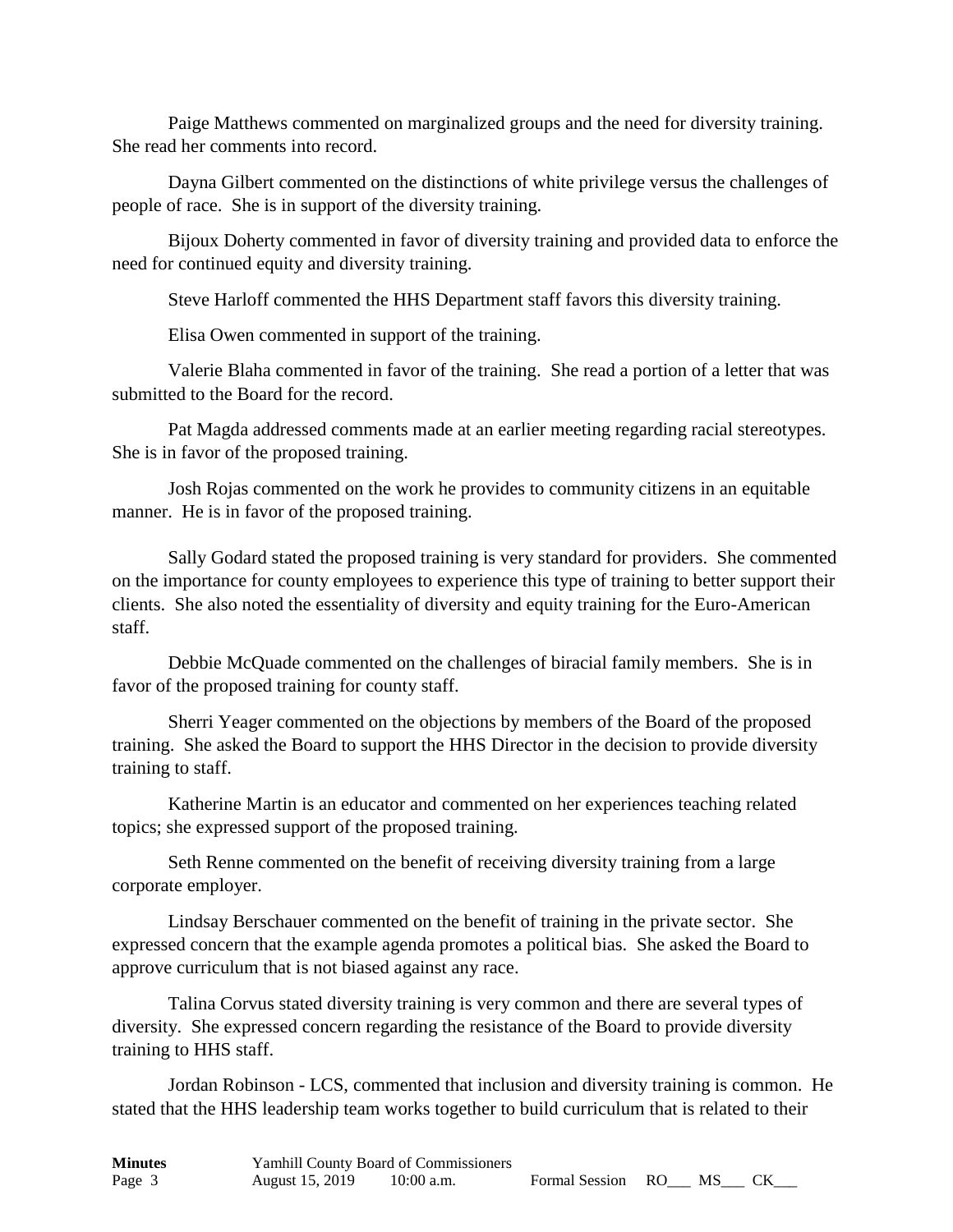Paige Matthews commented on marginalized groups and the need for diversity training. She read her comments into record.

Dayna Gilbert commented on the distinctions of white privilege versus the challenges of people of race. She is in support of the diversity training.

Bijoux Doherty commented in favor of diversity training and provided data to enforce the need for continued equity and diversity training.

Steve Harloff commented the HHS Department staff favors this diversity training.

Elisa Owen commented in support of the training.

Valerie Blaha commented in favor of the training. She read a portion of a letter that was submitted to the Board for the record.

Pat Magda addressed comments made at an earlier meeting regarding racial stereotypes. She is in favor of the proposed training.

Josh Rojas commented on the work he provides to community citizens in an equitable manner. He is in favor of the proposed training.

Sally Godard stated the proposed training is very standard for providers. She commented on the importance for county employees to experience this type of training to better support their clients. She also noted the essentiality of diversity and equity training for the Euro-American staff.

Debbie McQuade commented on the challenges of biracial family members. She is in favor of the proposed training for county staff.

Sherri Yeager commented on the objections by members of the Board of the proposed training. She asked the Board to support the HHS Director in the decision to provide diversity training to staff.

Katherine Martin is an educator and commented on her experiences teaching related topics; she expressed support of the proposed training.

Seth Renne commented on the benefit of receiving diversity training from a large corporate employer.

Lindsay Berschauer commented on the benefit of training in the private sector. She expressed concern that the example agenda promotes a political bias. She asked the Board to approve curriculum that is not biased against any race.

Talina Corvus stated diversity training is very common and there are several types of diversity. She expressed concern regarding the resistance of the Board to provide diversity training to HHS staff.

Jordan Robinson - LCS, commented that inclusion and diversity training is common. He stated that the HHS leadership team works together to build curriculum that is related to their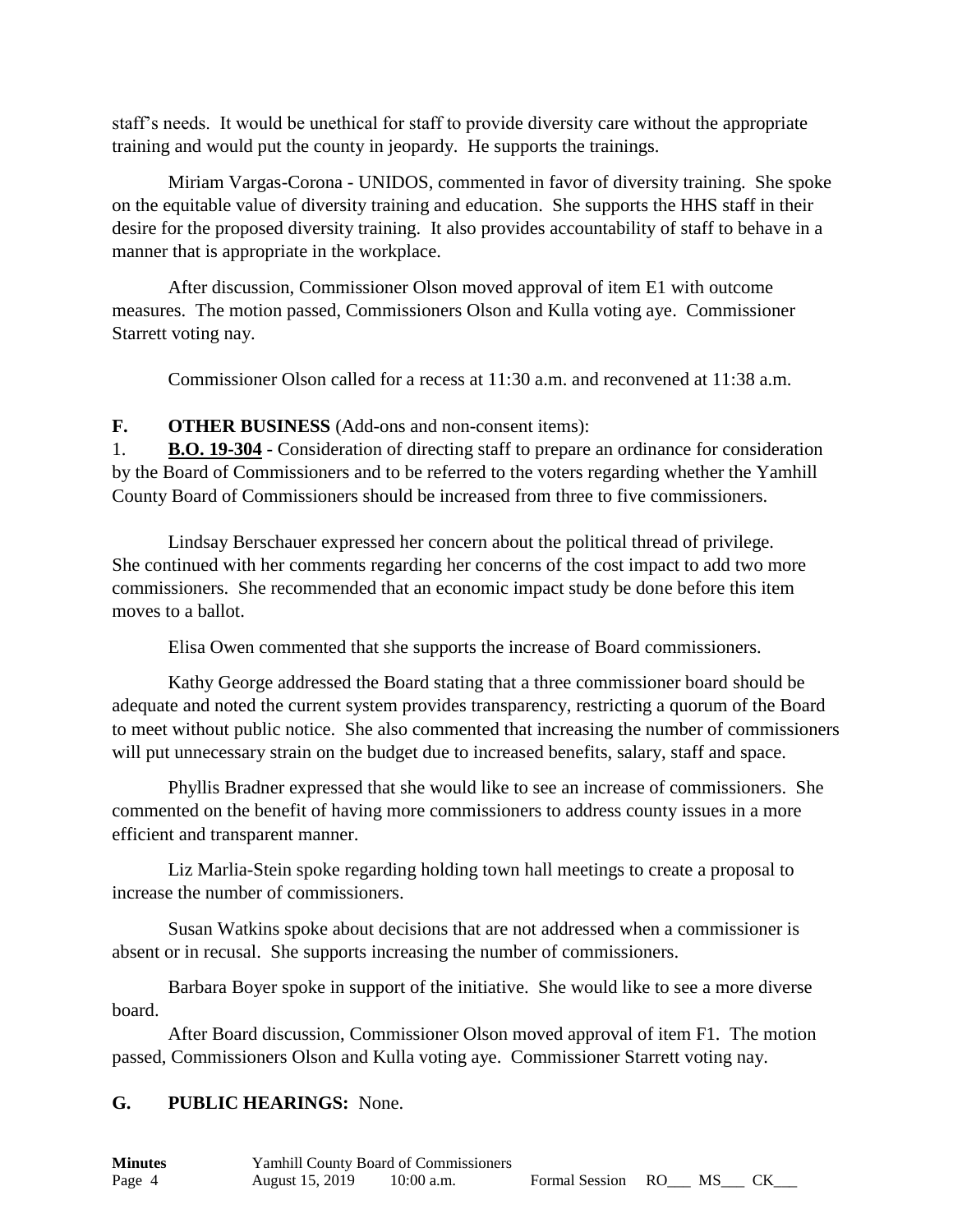staff's needs. It would be unethical for staff to provide diversity care without the appropriate training and would put the county in jeopardy. He supports the trainings.

Miriam Vargas-Corona - UNIDOS, commented in favor of diversity training. She spoke on the equitable value of diversity training and education. She supports the HHS staff in their desire for the proposed diversity training. It also provides accountability of staff to behave in a manner that is appropriate in the workplace.

After discussion, Commissioner Olson moved approval of item E1 with outcome measures. The motion passed, Commissioners Olson and Kulla voting aye. Commissioner Starrett voting nay.

Commissioner Olson called for a recess at 11:30 a.m. and reconvened at 11:38 a.m.

**F. OTHER BUSINESS** (Add-ons and non-consent items):

1. **B.O. 19-304** - Consideration of directing staff to prepare an ordinance for consideration by the Board of Commissioners and to be referred to the voters regarding whether the Yamhill County Board of Commissioners should be increased from three to five commissioners.

Lindsay Berschauer expressed her concern about the political thread of privilege. She continued with her comments regarding her concerns of the cost impact to add two more commissioners. She recommended that an economic impact study be done before this item moves to a ballot.

Elisa Owen commented that she supports the increase of Board commissioners.

Kathy George addressed the Board stating that a three commissioner board should be adequate and noted the current system provides transparency, restricting a quorum of the Board to meet without public notice. She also commented that increasing the number of commissioners will put unnecessary strain on the budget due to increased benefits, salary, staff and space.

Phyllis Bradner expressed that she would like to see an increase of commissioners. She commented on the benefit of having more commissioners to address county issues in a more efficient and transparent manner.

Liz Marlia-Stein spoke regarding holding town hall meetings to create a proposal to increase the number of commissioners.

Susan Watkins spoke about decisions that are not addressed when a commissioner is absent or in recusal. She supports increasing the number of commissioners.

Barbara Boyer spoke in support of the initiative. She would like to see a more diverse board.

After Board discussion, Commissioner Olson moved approval of item F1. The motion passed, Commissioners Olson and Kulla voting aye. Commissioner Starrett voting nay.

**G. PUBLIC HEARINGS:** None.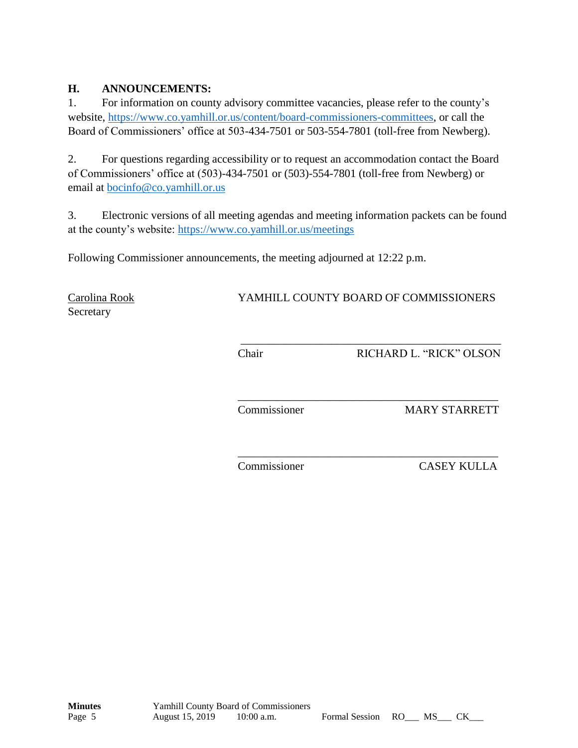### H. ANNOUNCEMENTS:

1. For information on county advisory committee vacancies, please refer to the county's website, https://www.co.yamhill.or.us/content/board-commissioners-committees, or call the Board of Commissioners' office at 503-434-7501 or 503-554-7801 (toll-free from Newberg).

2. For questions regarding accessibility or to request an accommodation contact the Board of Commissioners' office at (503)-434-7501 or (503)-554-7801 (toll-free from Newberg) or email at bocinfo@co.yamhill.or.us

3. Electronic versions of all meeting agendas and meeting information packets can be found at the county's website: https://www.co.yamhill.or.us/meetings

Following Commissioner announcements, the meeting adjourned at 12:22 p.m.

Carolina Rook
Secretary

YAMHILL COUNTY BOARD OF COMMISSIONERS

______________________________
Chair RICHARD L. "RICK" OLSON

______________________________
Commissioner MARY STARRETT

______________________________
Commissioner CASEY KULLA